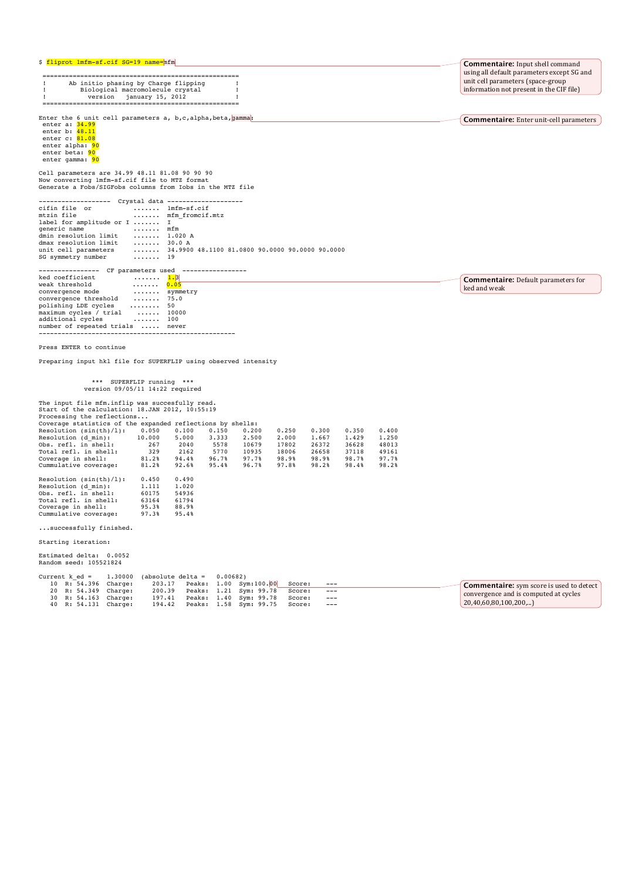```
$ fliprot 1mfm-sf.cif SG=19 name=mfm

 ====================================================
 !      Ab initio phasing by Charge flipping        !
 !         Biological macromolecule crystal         !
 !          version   january 15, 2012              !
 ====================================================

Enter the 6 unit cell parameters a, b,c,alpha,beta,gamma:
 enter a: 34.99
 enter b: 48.11
 enter c: 81.08
 enter alpha: 90
 enter beta: 90
 enter gamma: 90

Cell parameters are 34.99 48.11 81.08 90 90 90
Now converting 1mfm-sf.cif file to MTZ format
Generate a Fobs/SIGFobs columns from Iobs in the MTZ file

-------------------  Crystal data --------------------
cifin file  or           .......  1mfm-sf.cif
mtzin file               .......  mfm_fromcif.mtz
label for amplitude or I .......  I
generic name             .......  mfm
dmin resolution limit    .......  1.020 A
dmax resolution limit    .......  30.0 A
unit cell parameters     .......  34.9900 48.1100 81.0800 90.0000 90.0000 90.0000
SG symmetry number       .......  19

----------------  CF parameters used  -----------------
ked coefficient           .......  1.3
weak threshold            .......  0.05
convergence mode          .......  symmetry
convergence threshold     .......  75.0
polishing LDE cycles     ........  50
maximum cycles / trial    ......  10000
additional cycles         .......  100
number of repeated trials  .....  never
----------------------------------------------------

Press ENTER to continue

Preparing input hkl file for SUPERFLIP using observed intensity


              ***  SUPERFLIP running  ***
            version 09/05/11 14:22 required

The input file mfm.inflip was succesfully read.
Start of the calculation: 18.JAN 2012, 10:55:19
Processing the reflections...
Coverage statistics of the expanded reflections by shells:
Resolution (sin(th)/l):    0.050    0.100    0.150    0.200    0.250    0.300    0.350    0.400
Resolution (d_min):       10.000    5.000    3.333    2.500    2.000    1.667    1.429    1.250
Obs. refl. in shell:         267     2040     5578    10679    17802    26372    36628    48013
Total refl. in shell:        329     2162     5770    10935    18006    26658    37118    49161
Coverage in shell:         81.2%    94.4%    96.7%    97.7%    98.9%    98.9%    98.7%    97.7%
Cummulative coverage:      81.2%    92.6%    95.4%    96.7%    97.8%    98.2%    98.4%    98.2%

Resolution (sin(th)/l):    0.450    0.490
Resolution (d_min):        1.111    1.020
Obs. refl. in shell:       60175    54936
Total refl. in shell:      63164    61794
Coverage in shell:         95.3%    88.9%
Cummulative coverage:      97.3%    95.4%

...successfully finished.

Starting iteration:

Estimated delta:  0.0052
Random seed: 105521824

Current k_ed =    1.30000  (absolute delta =    0.00682)
   10  R: 54.396  Charge:     203.17   Peaks:  1.00  Sym:100.00   Score:    ---
   20  R: 54.349  Charge:     200.39   Peaks:  1.21  Sym: 99.78   Score:    ---
   30  R: 54.163  Charge:     197.41   Peaks:  1.40  Sym: 99.78   Score:    ---
   40  R: 54.131  Charge:     194.42   Peaks:  1.58  Sym: 99.75   Score:    ---
```

**Commentaire:** Input shell command using all default parameters except SG and unit cell parameters (space-group information not present in the CIF file)

**Commentaire:** Enter unit-cell parameters

**Commentaire:** Default parameters for ked and weak

**Commentaire:** sym score is used to detect convergence and is computed at cycles 20,40,60,80,100,200,..)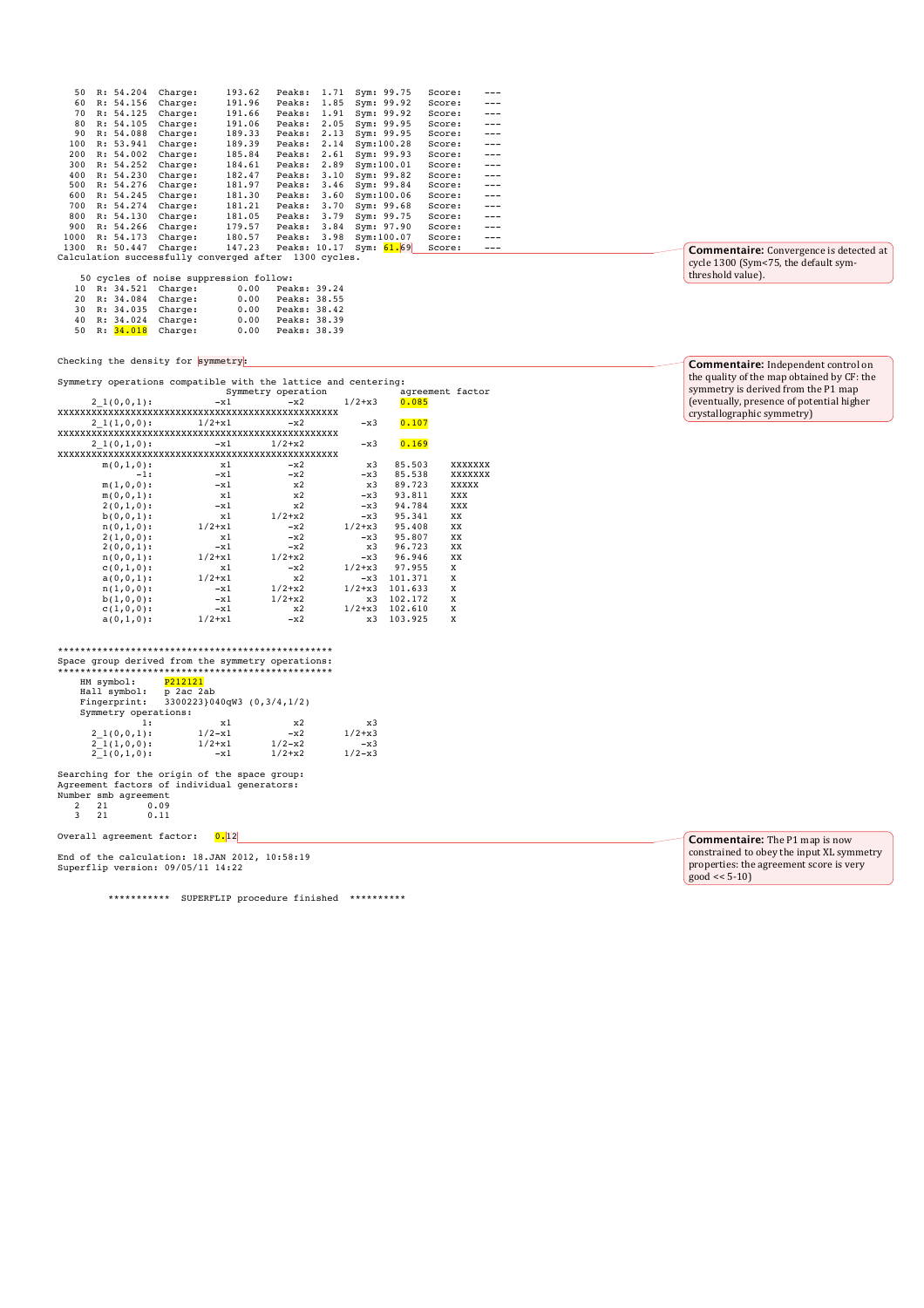```
   50  R: 54.204  Charge:     193.62   Peaks:  1.71   Sym: 99.75   Score:    ---
   60  R: 54.156  Charge:     191.96   Peaks:  1.85   Sym: 99.92   Score:    ---
   70  R: 54.125  Charge:     191.66   Peaks:  1.91   Sym: 99.92   Score:    ---
   80  R: 54.105  Charge:     191.06   Peaks:  2.05   Sym: 99.95   Score:    ---
   90  R: 54.088  Charge:     189.33   Peaks:  2.13   Sym: 99.95   Score:    ---
  100  R: 53.941  Charge:     189.39   Peaks:  2.14   Sym:100.28   Score:    ---
  200  R: 54.002  Charge:     185.84   Peaks:  2.61   Sym: 99.93   Score:    ---
  300  R: 54.252  Charge:     184.61   Peaks:  2.89   Sym:100.01   Score:    ---
  400  R: 54.230  Charge:     182.47   Peaks:  3.10   Sym: 99.82   Score:    ---
  500  R: 54.276  Charge:     181.97   Peaks:  3.46   Sym: 99.84   Score:    ---
  600  R: 54.245  Charge:     181.30   Peaks:  3.60   Sym:100.06   Score:    ---
  700  R: 54.274  Charge:     181.21   Peaks:  3.70   Sym: 99.68   Score:    ---
  800  R: 54.130  Charge:     181.05   Peaks:  3.79   Sym: 99.75   Score:    ---
  900  R: 54.266  Charge:     179.57   Peaks:  3.84   Sym: 97.90   Score:    ---
 1000  R: 54.173  Charge:     180.57   Peaks:  3.98   Sym:100.07   Score:    ---
 1300  R: 50.447  Charge:     147.23   Peaks: 10.17   Sym: 61.69   Score:    ---
Calculation successfully converged after  1300 cycles.

    50 cycles of noise suppression follow:
   10  R: 34.521  Charge:       0.00   Peaks: 39.24
   20  R: 34.084  Charge:       0.00   Peaks: 38.55
   30  R: 34.035  Charge:       0.00   Peaks: 38.42
   40  R: 34.024  Charge:       0.00   Peaks: 38.39
   50  R: 34.018  Charge:       0.00   Peaks: 38.39


Checking the density for symmetry:

Symmetry operations compatible with the lattice and centering:
                              Symmetry operation              agreement factor
      2_1(0,0,1):           -x1          -x2       1/2+x3    0.085
XXXXXXXXXXXXXXXXXXXXXXXXXXXXXXXXXXXXXXXXXXXXXXXXXX
      2_1(1,0,0):        1/2+x1          -x2          -x3    0.107
XXXXXXXXXXXXXXXXXXXXXXXXXXXXXXXXXXXXXXXXXXXXXXXXXX
      2_1(0,1,0):           -x1       1/2+x2          -x3    0.169
XXXXXXXXXXXXXXXXXXXXXXXXXXXXXXXXXXXXXXXXXXXXXXXXXX
        m(0,1,0):            x1          -x2           x3   85.503    XXXXXXX
              -1:           -x1          -x2          -x3   85.538    XXXXXXX
        m(1,0,0):           -x1           x2           x3   89.723    XXXXX
        m(0,0,1):            x1           x2          -x3   93.811    XXX
        2(0,1,0):           -x1           x2          -x3   94.784    XXX
        b(0,0,1):            x1       1/2+x2          -x3   95.341    XX
        n(0,1,0):        1/2+x1          -x2       1/2+x3   95.408    XX
        2(1,0,0):            x1          -x2          -x3   95.807    XX
        2(0,0,1):           -x1          -x2           x3   96.723    XX
        n(0,0,1):        1/2+x1       1/2+x2          -x3   96.946    XX
        c(0,1,0):            x1          -x2       1/2+x3   97.955    X
        a(0,0,1):        1/2+x1           x2          -x3  101.371    X
        n(1,0,0):           -x1       1/2+x2       1/2+x3  101.633    X
        b(1,0,0):           -x1       1/2+x2           x3  102.172    X
        c(1,0,0):           -x1           x2       1/2+x3  102.610    X
        a(0,1,0):        1/2+x1          -x2           x3  103.925    X


**************************************************
Space group derived from the symmetry operations:
**************************************************
    HM symbol:     P212121
    Hall symbol:   p 2ac 2ab
    Fingerprint:   3300223}040qW3 (0,3/4,1/2)
    Symmetry operations:
               1:            x1           x2           x3
      2_1(0,0,1):        1/2-x1          -x2       1/2+x3
      2_1(1,0,0):        1/2+x1       1/2-x2          -x3
      2_1(0,1,0):           -x1       1/2+x2       1/2-x3

Searching for the origin of the space group:
Agreement factors of individual generators:
Number smb agreement
   2   21       0.09
   3   21       0.11

Overall agreement factor:    0.12

End of the calculation: 18.JAN 2012, 10:58:19
Superflip version: 09/05/11 14:22

         ***********  SUPERFLIP procedure finished  **********
```

**Commentaire:** Convergence is detected at cycle 1300 (Sym<75, the default sym-threshold value).

**Commentaire:** Independent control on the quality of the map obtained by CF: the symmetry is derived from the P1 map (eventually, presence of potential higher crystallographic symmetry)

**Commentaire:** The P1 map is now constrained to obey the input XL symmetry properties: the agreement score is very good << 5-10)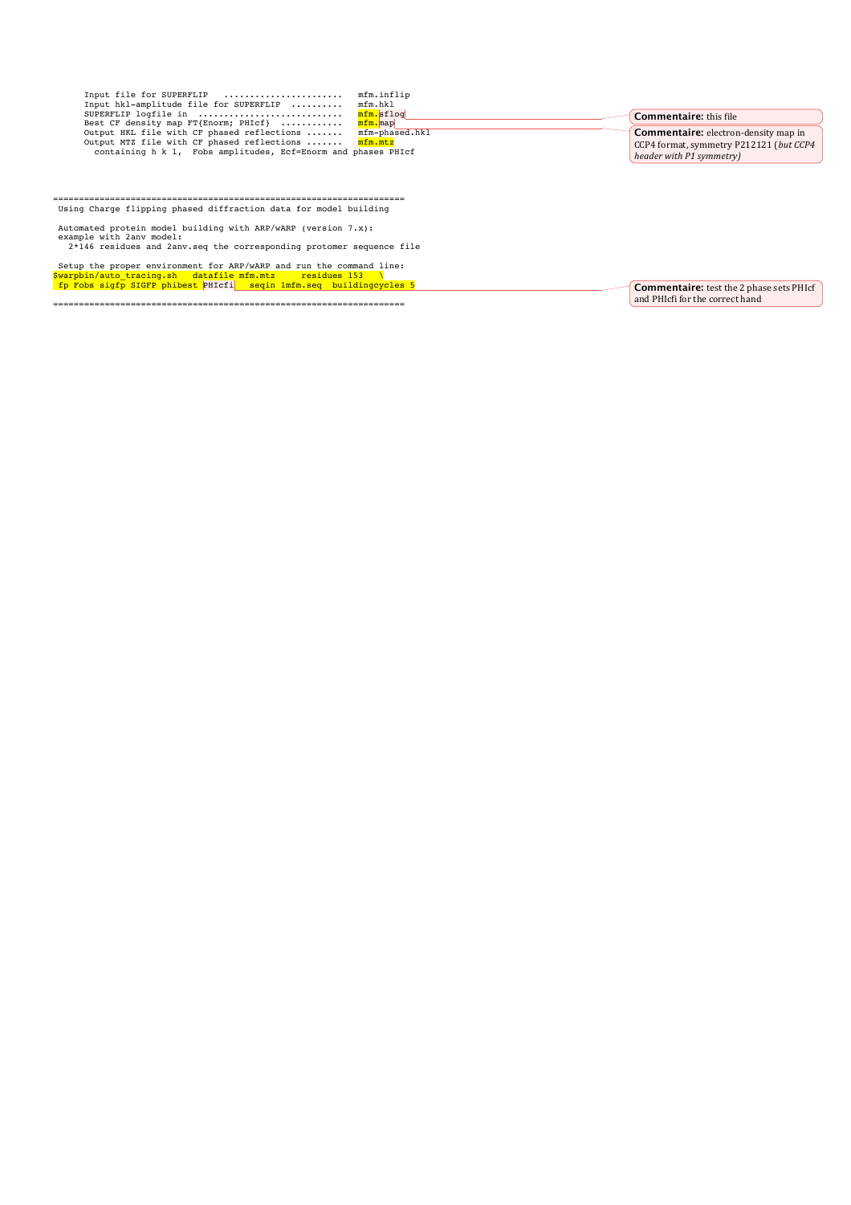```
      Input file for SUPERFLIP   ......................   mfm.inflip
      Input hkl-amplitude file for SUPERFLIP  ..........   mfm.hkl
      SUPERFLIP logfile in  ...........................   mfm.sflog
      Best CF density map FT(Enorm; PHIcf)  ............   mfm.map
      Output HKL file with CF phased reflections .......   mfm-phased.hkl
      Output MTZ file with CF phased reflections .......   mfm.mtz
        containing h k l,  Fobs amplitudes, Ecf=Enorm and phases PHIcf
```

**Commentaire:** this file

**Commentaire:** electron-density map in CCP4 format, symmetry P212121 (*but CCP4 header with P1 symmetry)*

```
===================================================================
 Using Charge flipping phased diffraction data for model building

 Automated protein model building with ARP/wARP (version 7.x):
 example with 2anv model:
   2*146 residues and 2anv.seq the corresponding protomer sequence file

 Setup the proper environment for ARP/wARP and run the command line:
$warpbin/auto_tracing.sh   datafile mfm.mtz     residues 153   \
 fp Fobs sigfp SIGFP phibest PHIcfi   seqin 1mfm.seq  buildingcycles 5

===================================================================
```

**Commentaire:** test the 2 phase sets PHIcf and PHIcfi for the correct hand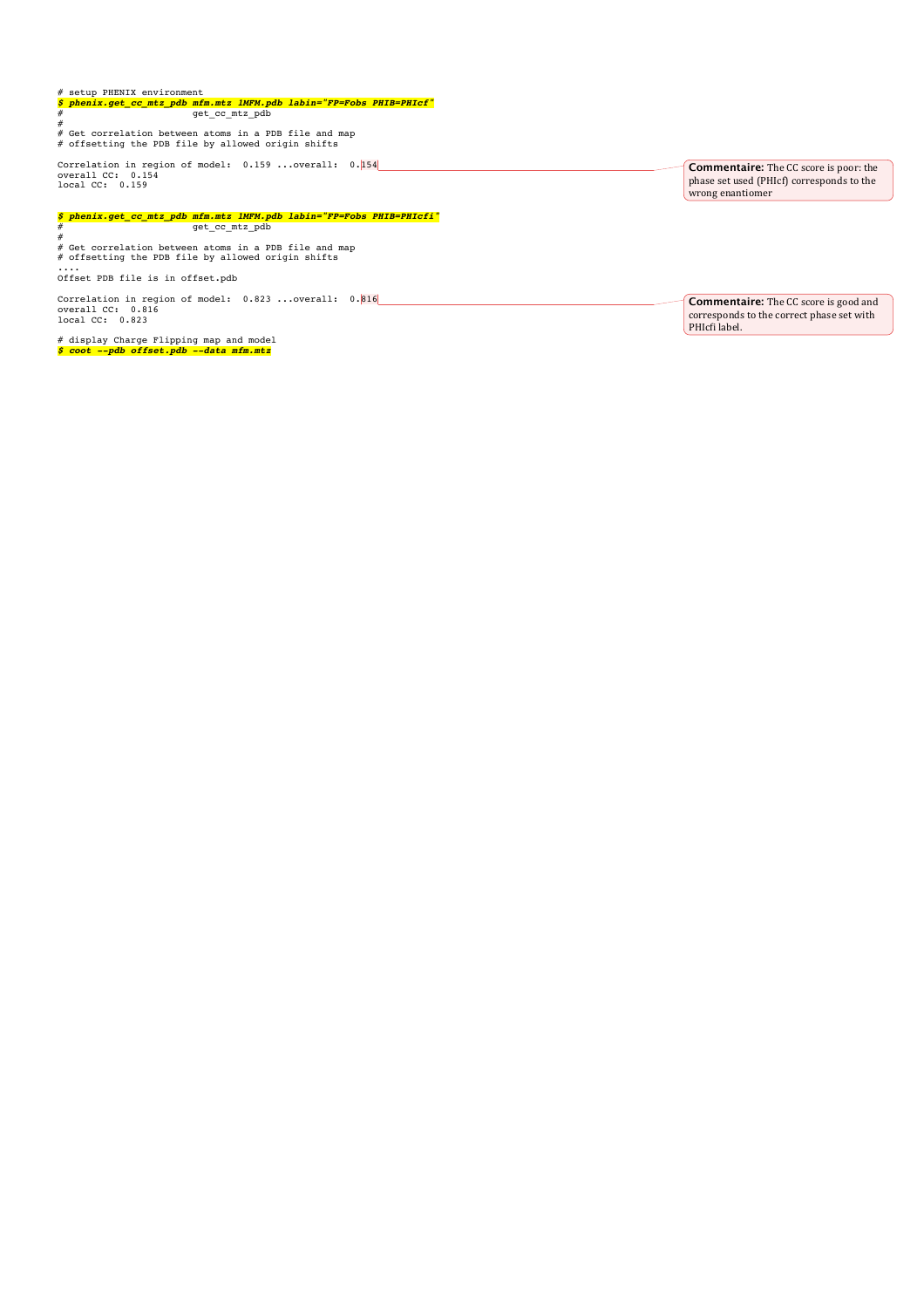```
# setup PHENIX environment
$ phenix.get_cc_mtz_pdb mfm.mtz 1MFM.pdb labin="FP=Fobs PHIB=PHIcf"
#                        get_cc_mtz_pdb
#
# Get correlation between atoms in a PDB file and map
# offsetting the PDB file by allowed origin shifts

Correlation in region of model:  0.159 ...overall:  0.154
overall CC:  0.154
local CC:  0.159
```

**Commentaire:** The CC score is poor: the phase set used (PHIcf) corresponds to the wrong enantiomer

```
$ phenix.get_cc_mtz_pdb mfm.mtz 1MFM.pdb labin="FP=Fobs PHIB=PHIcfi"
#                        get_cc_mtz_pdb
#
# Get correlation between atoms in a PDB file and map
# offsetting the PDB file by allowed origin shifts
....
Offset PDB file is in offset.pdb

Correlation in region of model:  0.823 ...overall:  0.816
overall CC:  0.816
local CC:  0.823
```

**Commentaire:** The CC score is good and corresponds to the correct phase set with PHIcfi label.

```
# display Charge Flipping map and model
$ coot --pdb offset.pdb --data mfm.mtz
```